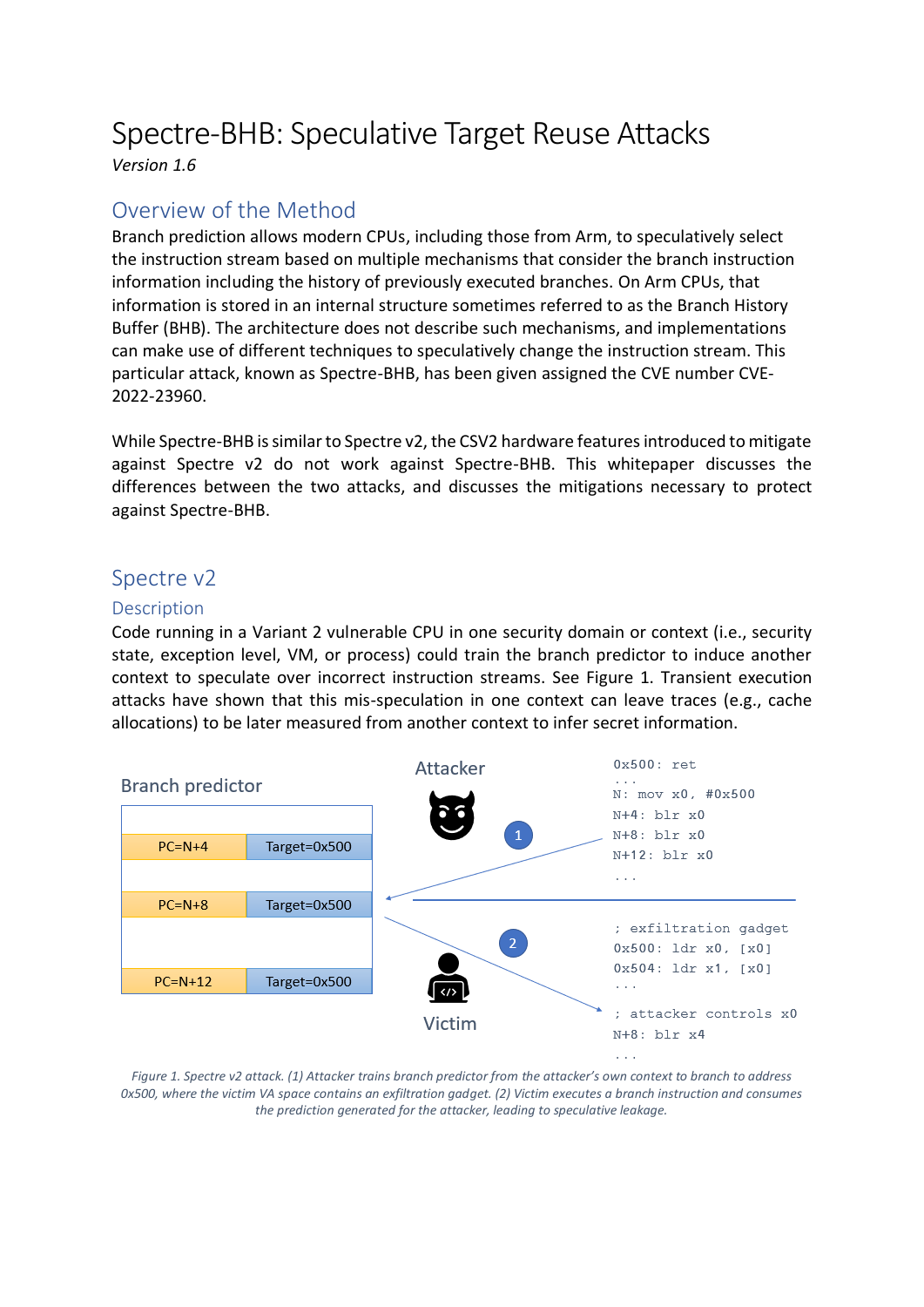# Spectre-BHB: Speculative Target Reuse Attacks

*Version 1.6*

## Overview of the Method

Branch prediction allows modern CPUs, including those from Arm, to speculatively select the instruction stream based on multiple mechanisms that consider the branch instruction information including the history of previously executed branches. On Arm CPUs, that information is stored in an internal structure sometimes referred to as the Branch History Buffer (BHB). The architecture does not describe such mechanisms, and implementations can make use of different techniques to speculatively change the instruction stream. This particular attack, known as Spectre-BHB, has been given assigned the CVE number CVE-2022-23960.

While Spectre-BHB is similar to Spectre v2, the CSV2 hardware features introduced to mitigate against Spectre v2 do not work against Spectre-BHB. This whitepaper discusses the differences between the two attacks, and discusses the mitigations necessary to protect against Spectre-BHB.

## Spectre v2

### Description

Code running in a Variant 2 vulnerable CPU in one security domain or context (i.e., security state, exception level, VM, or process) could train the branch predictor to induce another context to speculate over incorrect instruction streams. See Figure 1. Transient execution attacks have shown that this mis-speculation in one context can leave traces (e.g., cache allocations) to be later measured from another context to infer secret information.

Branch predictor

| PC | Target |
|---|---|
| PC=N+4 | Target=0x500 |
| PC=N+8 | Target=0x500 |
| PC=N+12 | Target=0x500 |

Attacker

```
0x500: ret
...
N: mov x0, #0x500
N+4: blr x0
N+8: blr x0
N+12: blr x0
...
```

Victim

```
; exfiltration gadget
0x500: ldr x0, [x0]
0x504: ldr x1, [x0]
...
; attacker controls x0
N+8: blr x4
...
```

*Figure 1. Spectre v2 attack. (1) Attacker trains branch predictor from the attacker's own context to branch to address 0x500, where the victim VA space contains an exfiltration gadget. (2) Victim executes a branch instruction and consumes the prediction generated for the attacker, leading to speculative leakage.*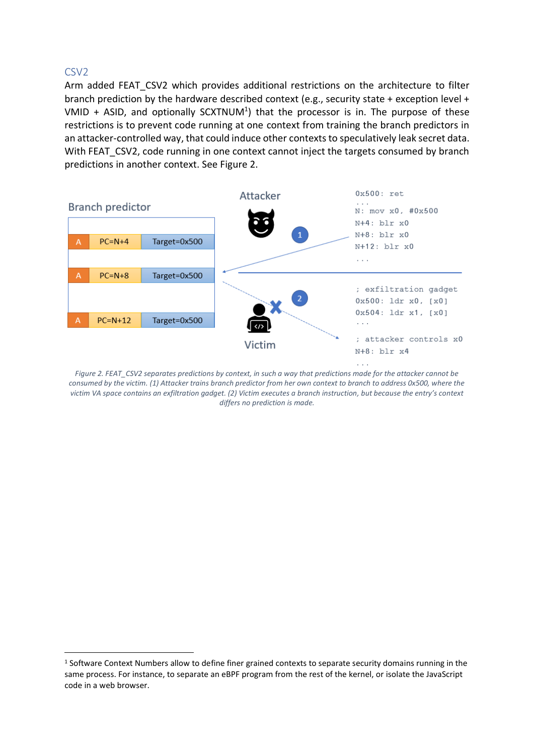## CSV2

Arm added FEAT_CSV2 which provides additional restrictions on the architecture to filter branch prediction by the hardware described context (e.g., security state + exception level + VMID + ASID, and optionally SCXTNUM[1]) that the processor is in. The purpose of these restrictions is to prevent code running at one context from training the branch predictors in an attacker-controlled way, that could induce other contexts to speculatively leak secret data. With FEAT_CSV2, code running in one context cannot inject the targets consumed by branch predictions in another context. See Figure 2.

Branch predictor

| | | |
|---|---|---|
| A | PC=N+4 | Target=0x500 |
| A | PC=N+8 | Target=0x500 |
| A | PC=N+12 | Target=0x500 |

Attacker

```
0x500: ret
...
N: mov x0, #0x500
N+4: blr x0
N+8: blr x0
N+12: blr x0
...
```

Victim

```
; exfiltration gadget
0x500: ldr x0, [x0]
0x504: ldr x1, [x0]
...
; attacker controls x0
N+8: blr x4
...
```

*Figure 2. FEAT_CSV2 separates predictions by context, in such a way that predictions made for the attacker cannot be consumed by the victim. (1) Attacker trains branch predictor from her own context to branch to address 0x500, where the victim VA space contains an exfiltration gadget. (2) Victim executes a branch instruction, but because the entry's context differs no prediction is made.*

[1] Software Context Numbers allow to define finer grained contexts to separate security domains running in the same process. For instance, to separate an eBPF program from the rest of the kernel, or isolate the JavaScript code in a web browser.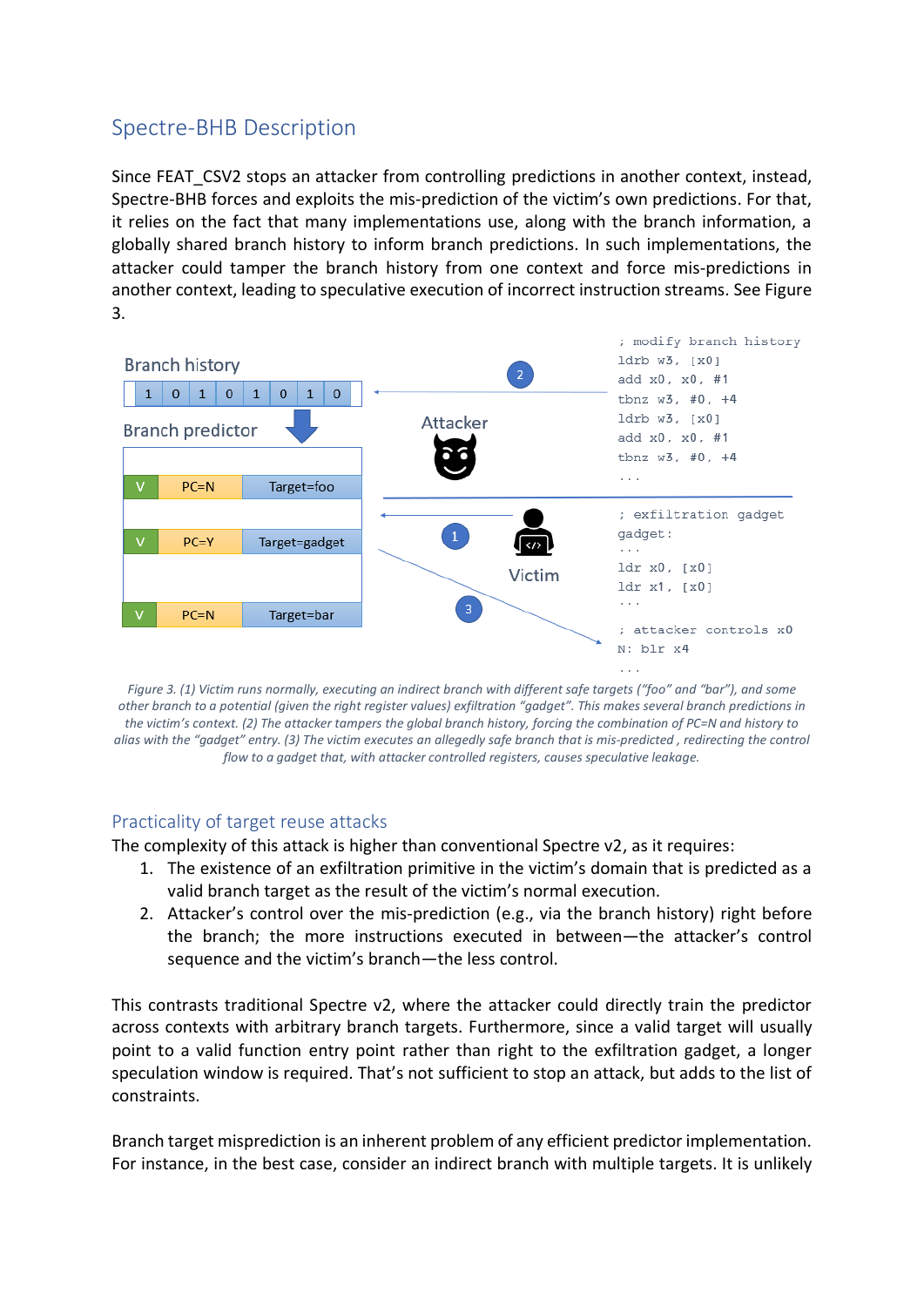## Spectre-BHB Description

Since FEAT_CSV2 stops an attacker from controlling predictions in another context, instead, Spectre-BHB forces and exploits the mis-prediction of the victim's own predictions. For that, it relies on the fact that many implementations use, along with the branch information, a globally shared branch history to inform branch predictions. In such implementations, the attacker could tamper the branch history from one context and force mis-predictions in another context, leading to speculative execution of incorrect instruction streams. See Figure 3.

Branch history

| 1 | 0 | 1 | 0 | 1 | 0 | 1 | 0 |
|---|---|---|---|---|---|---|---|

Branch predictor

| V | PC | Target |
|---|---|---|
| V | PC=N | Target=foo |
| V | PC=Y | Target=gadget |
| V | PC=N | Target=bar |

Attacker

```
; modify branch history
ldrb w3, [x0]
add x0, x0, #1
tbnz w3, #0, +4
ldrb w3, [x0]
add x0, x0, #1
tbnz w3, #0, +4
...
```

Victim

```
; exfiltration gadget
gadget:
...
ldr x0, [x0]
ldr x1, [x0]
...
; attacker controls x0
N: blr x4
...
```

*Figure 3. (1) Victim runs normally, executing an indirect branch with different safe targets ("foo" and "bar"), and some other branch to a potential (given the right register values) exfiltration "gadget". This makes several branch predictions in the victim's context. (2) The attacker tampers the global branch history, forcing the combination of PC=N and history to alias with the "gadget" entry. (3) The victim executes an allegedly safe branch that is mis-predicted , redirecting the control flow to a gadget that, with attacker controlled registers, causes speculative leakage.*

### Practicality of target reuse attacks

The complexity of this attack is higher than conventional Spectre v2, as it requires:

1. The existence of an exfiltration primitive in the victim's domain that is predicted as a valid branch target as the result of the victim's normal execution.
2. Attacker's control over the mis-prediction (e.g., via the branch history) right before the branch; the more instructions executed in between—the attacker's control sequence and the victim's branch—the less control.

This contrasts traditional Spectre v2, where the attacker could directly train the predictor across contexts with arbitrary branch targets. Furthermore, since a valid target will usually point to a valid function entry point rather than right to the exfiltration gadget, a longer speculation window is required. That's not sufficient to stop an attack, but adds to the list of constraints.

Branch target misprediction is an inherent problem of any efficient predictor implementation. For instance, in the best case, consider an indirect branch with multiple targets. It is unlikely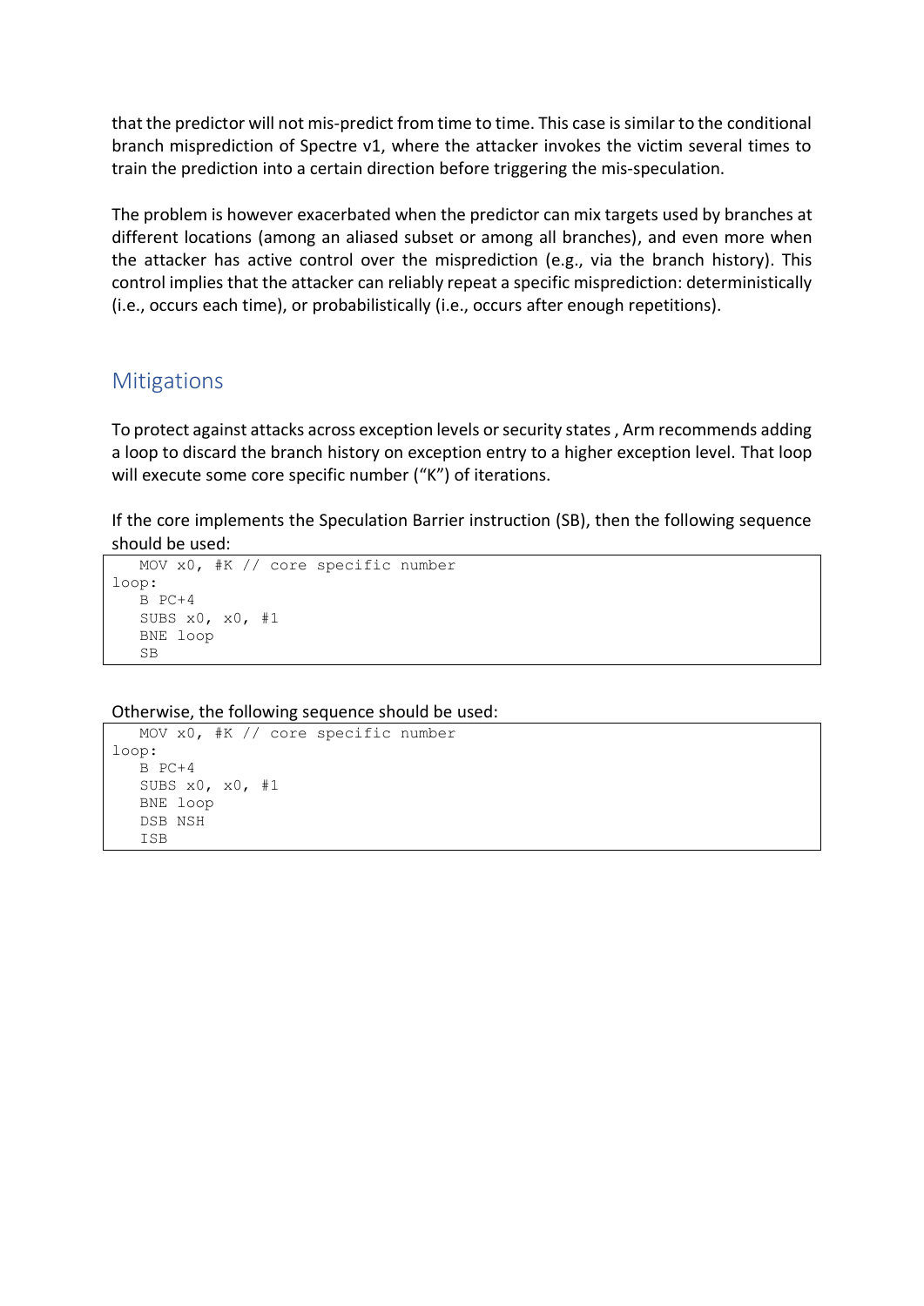that the predictor will not mis-predict from time to time. This case is similar to the conditional branch misprediction of Spectre v1, where the attacker invokes the victim several times to train the prediction into a certain direction before triggering the mis-speculation.

The problem is however exacerbated when the predictor can mix targets used by branches at different locations (among an aliased subset or among all branches), and even more when the attacker has active control over the misprediction (e.g., via the branch history). This control implies that the attacker can reliably repeat a specific misprediction: deterministically (i.e., occurs each time), or probabilistically (i.e., occurs after enough repetitions).

## Mitigations

To protect against attacks across exception levels or security states , Arm recommends adding a loop to discard the branch history on exception entry to a higher exception level. That loop will execute some core specific number ("K") of iterations.

If the core implements the Speculation Barrier instruction (SB), then the following sequence should be used:

```
   MOV x0, #K // core specific number
loop:
   B PC+4
   SUBS x0, x0, #1
   BNE loop
   SB
```

Otherwise, the following sequence should be used:

```
   MOV x0, #K // core specific number
loop:
   B PC+4
   SUBS x0, x0, #1
   BNE loop
   DSB NSH
   ISB
```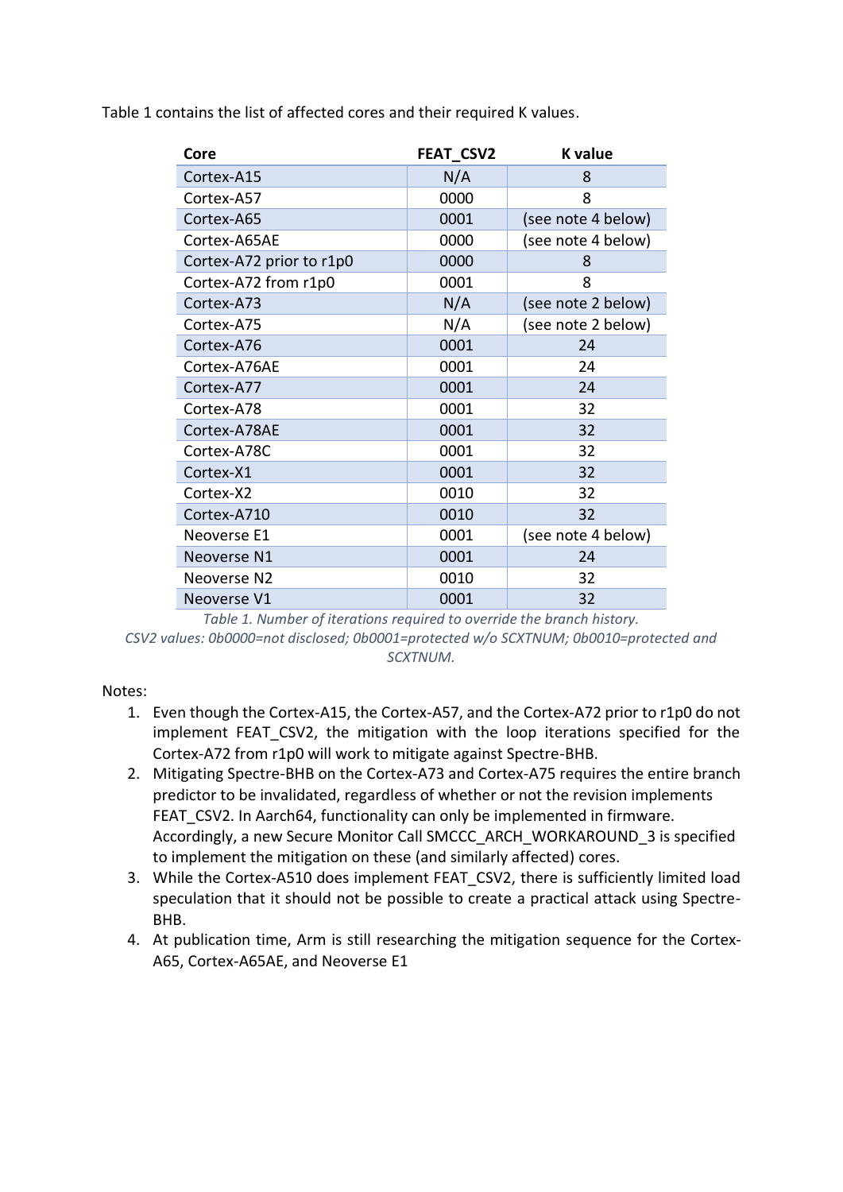Table 1 contains the list of affected cores and their required K values.

| Core | FEAT_CSV2 | K value |
|---|---|---|
| Cortex-A15 | N/A | 8 |
| Cortex-A57 | 0000 | 8 |
| Cortex-A65 | 0001 | (see note 4 below) |
| Cortex-A65AE | 0000 | (see note 4 below) |
| Cortex-A72 prior to r1p0 | 0000 | 8 |
| Cortex-A72 from r1p0 | 0001 | 8 |
| Cortex-A73 | N/A | (see note 2 below) |
| Cortex-A75 | N/A | (see note 2 below) |
| Cortex-A76 | 0001 | 24 |
| Cortex-A76AE | 0001 | 24 |
| Cortex-A77 | 0001 | 24 |
| Cortex-A78 | 0001 | 32 |
| Cortex-A78AE | 0001 | 32 |
| Cortex-A78C | 0001 | 32 |
| Cortex-X1 | 0001 | 32 |
| Cortex-X2 | 0010 | 32 |
| Cortex-A710 | 0010 | 32 |
| Neoverse E1 | 0001 | (see note 4 below) |
| Neoverse N1 | 0001 | 24 |
| Neoverse N2 | 0010 | 32 |
| Neoverse V1 | 0001 | 32 |

*Table 1. Number of iterations required to override the branch history.*
*CSV2 values: 0b0000=not disclosed; 0b0001=protected w/o SCXTNUM; 0b0010=protected and SCXTNUM.*

Notes:

1. Even though the Cortex-A15, the Cortex-A57, and the Cortex-A72 prior to r1p0 do not implement FEAT_CSV2, the mitigation with the loop iterations specified for the Cortex-A72 from r1p0 will work to mitigate against Spectre-BHB.
2. Mitigating Spectre-BHB on the Cortex-A73 and Cortex-A75 requires the entire branch predictor to be invalidated, regardless of whether or not the revision implements FEAT_CSV2. In Aarch64, functionality can only be implemented in firmware. Accordingly, a new Secure Monitor Call SMCCC_ARCH_WORKAROUND_3 is specified to implement the mitigation on these (and similarly affected) cores.
3. While the Cortex-A510 does implement FEAT_CSV2, there is sufficiently limited load speculation that it should not be possible to create a practical attack using Spectre-BHB.
4. At publication time, Arm is still researching the mitigation sequence for the Cortex-A65, Cortex-A65AE, and Neoverse E1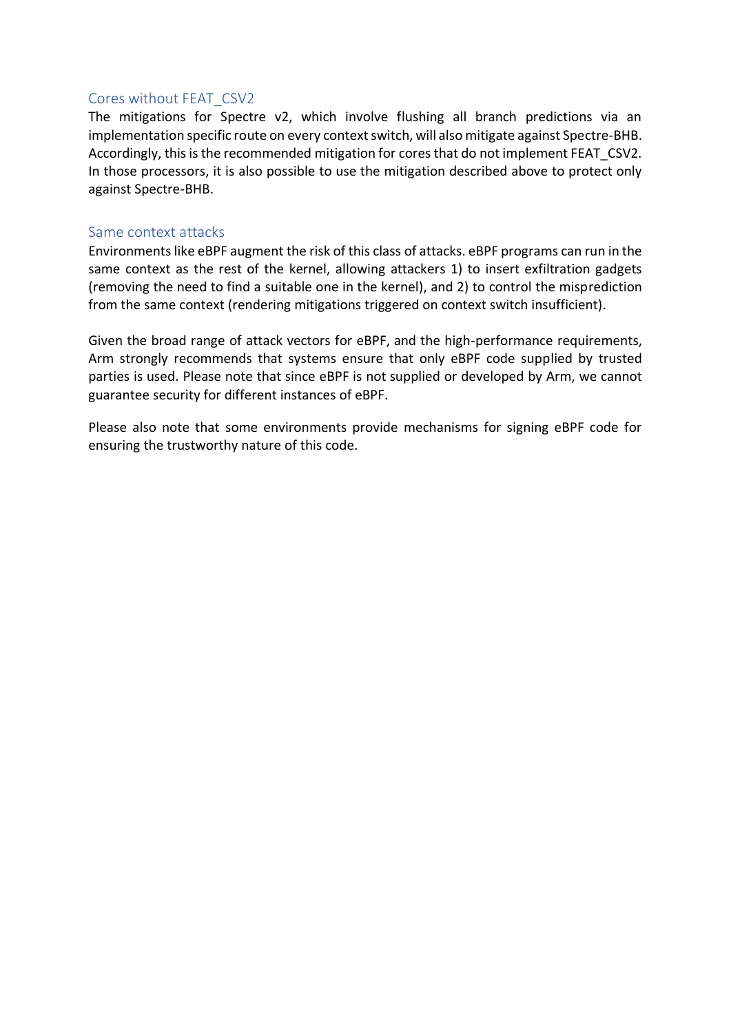### Cores without FEAT_CSV2

The mitigations for Spectre v2, which involve flushing all branch predictions via an implementation specific route on every context switch, will also mitigate against Spectre-BHB. Accordingly, this is the recommended mitigation for cores that do not implement FEAT_CSV2. In those processors, it is also possible to use the mitigation described above to protect only against Spectre-BHB.

### Same context attacks

Environments like eBPF augment the risk of this class of attacks. eBPF programs can run in the same context as the rest of the kernel, allowing attackers 1) to insert exfiltration gadgets (removing the need to find a suitable one in the kernel), and 2) to control the misprediction from the same context (rendering mitigations triggered on context switch insufficient).

Given the broad range of attack vectors for eBPF, and the high-performance requirements, Arm strongly recommends that systems ensure that only eBPF code supplied by trusted parties is used. Please note that since eBPF is not supplied or developed by Arm, we cannot guarantee security for different instances of eBPF.

Please also note that some environments provide mechanisms for signing eBPF code for ensuring the trustworthy nature of this code.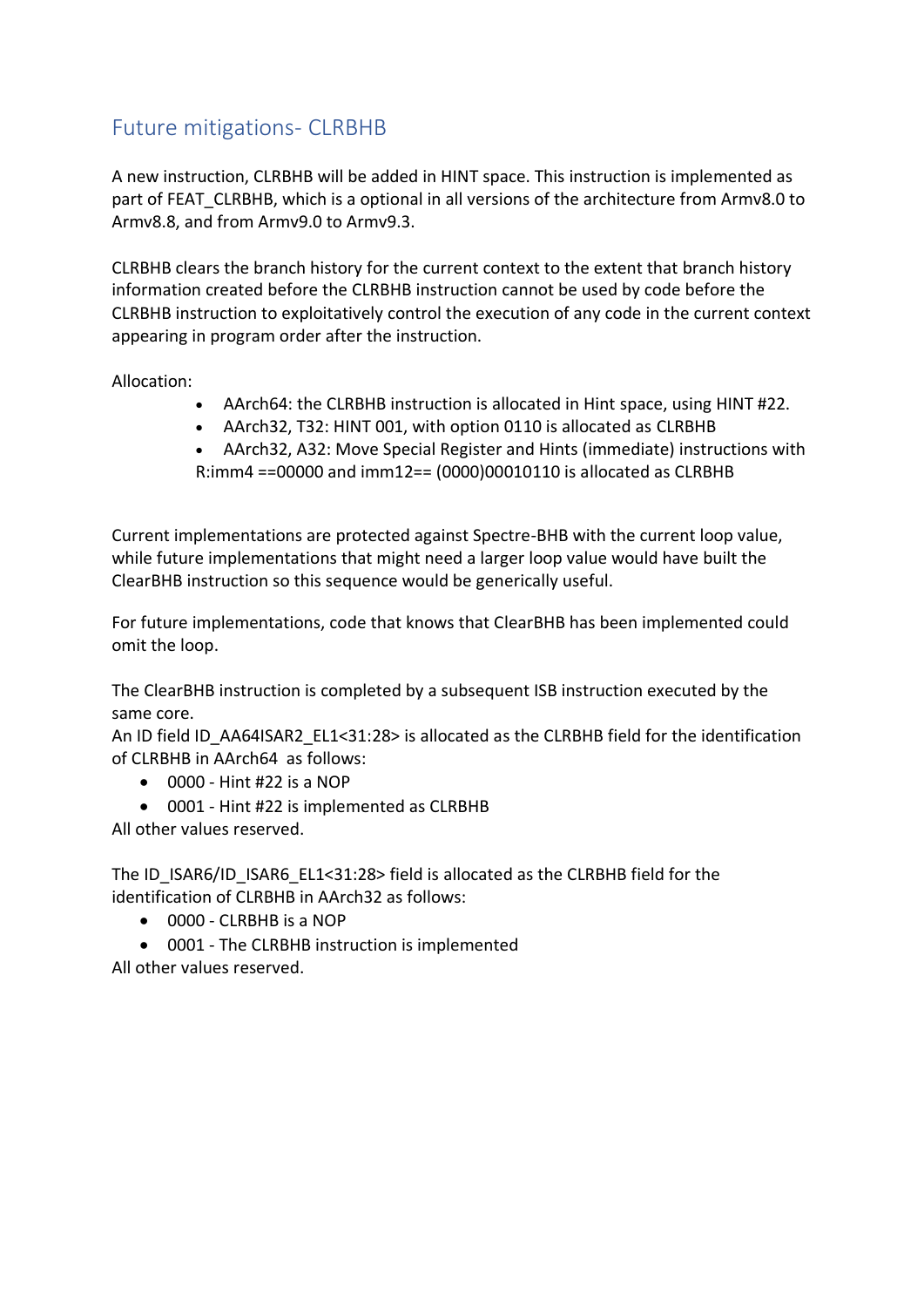## Future mitigations- CLRBHB

A new instruction, CLRBHB will be added in HINT space. This instruction is implemented as part of FEAT_CLRBHB, which is a optional in all versions of the architecture from Armv8.0 to Armv8.8, and from Armv9.0 to Armv9.3.

CLRBHB clears the branch history for the current context to the extent that branch history information created before the CLRBHB instruction cannot be used by code before the CLRBHB instruction to exploitatively control the execution of any code in the current context appearing in program order after the instruction.

Allocation:

- AArch64: the CLRBHB instruction is allocated in Hint space, using HINT #22.
- AArch32, T32: HINT 001, with option 0110 is allocated as CLRBHB
- AArch32, A32: Move Special Register and Hints (immediate) instructions with R:imm4 ==00000 and imm12== (0000)00010110 is allocated as CLRBHB

Current implementations are protected against Spectre-BHB with the current loop value, while future implementations that might need a larger loop value would have built the ClearBHB instruction so this sequence would be generically useful.

For future implementations, code that knows that ClearBHB has been implemented could omit the loop.

The ClearBHB instruction is completed by a subsequent ISB instruction executed by the same core.
An ID field ID_AA64ISAR2_EL1<31:28> is allocated as the CLRBHB field for the identification of CLRBHB in AArch64 as follows:

- 0000 - Hint #22 is a NOP
- 0001 - Hint #22 is implemented as CLRBHB

All other values reserved.

The ID_ISAR6/ID_ISAR6_EL1<31:28> field is allocated as the CLRBHB field for the identification of CLRBHB in AArch32 as follows:

- 0000 - CLRBHB is a NOP
- 0001 - The CLRBHB instruction is implemented

All other values reserved.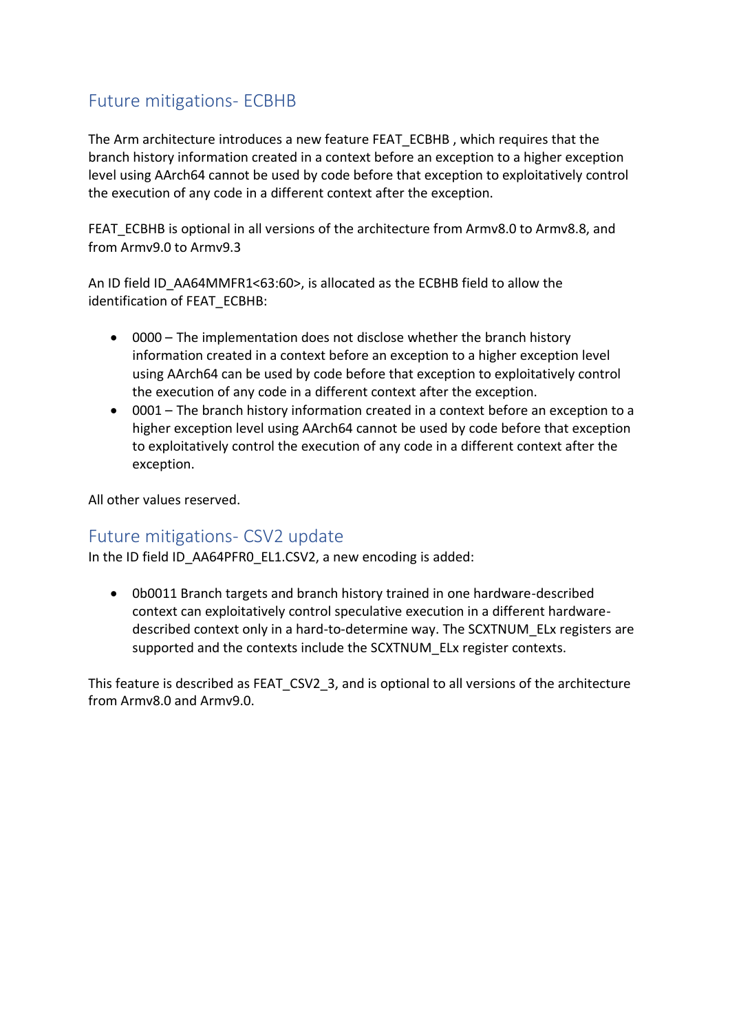## Future mitigations- ECBHB

The Arm architecture introduces a new feature FEAT_ECBHB , which requires that the branch history information created in a context before an exception to a higher exception level using AArch64 cannot be used by code before that exception to exploitatively control the execution of any code in a different context after the exception.

FEAT_ECBHB is optional in all versions of the architecture from Armv8.0 to Armv8.8, and from Armv9.0 to Armv9.3

An ID field ID_AA64MMFR1<63:60>, is allocated as the ECBHB field to allow the identification of FEAT_ECBHB:

- 0000 – The implementation does not disclose whether the branch history information created in a context before an exception to a higher exception level using AArch64 can be used by code before that exception to exploitatively control the execution of any code in a different context after the exception.
- 0001 – The branch history information created in a context before an exception to a higher exception level using AArch64 cannot be used by code before that exception to exploitatively control the execution of any code in a different context after the exception.

All other values reserved.

## Future mitigations- CSV2 update

In the ID field ID_AA64PFR0_EL1.CSV2, a new encoding is added:

- 0b0011 Branch targets and branch history trained in one hardware-described context can exploitatively control speculative execution in a different hardware-described context only in a hard-to-determine way. The SCXTNUM_ELx registers are supported and the contexts include the SCXTNUM_ELx register contexts.

This feature is described as FEAT_CSV2_3, and is optional to all versions of the architecture from Armv8.0 and Armv9.0.